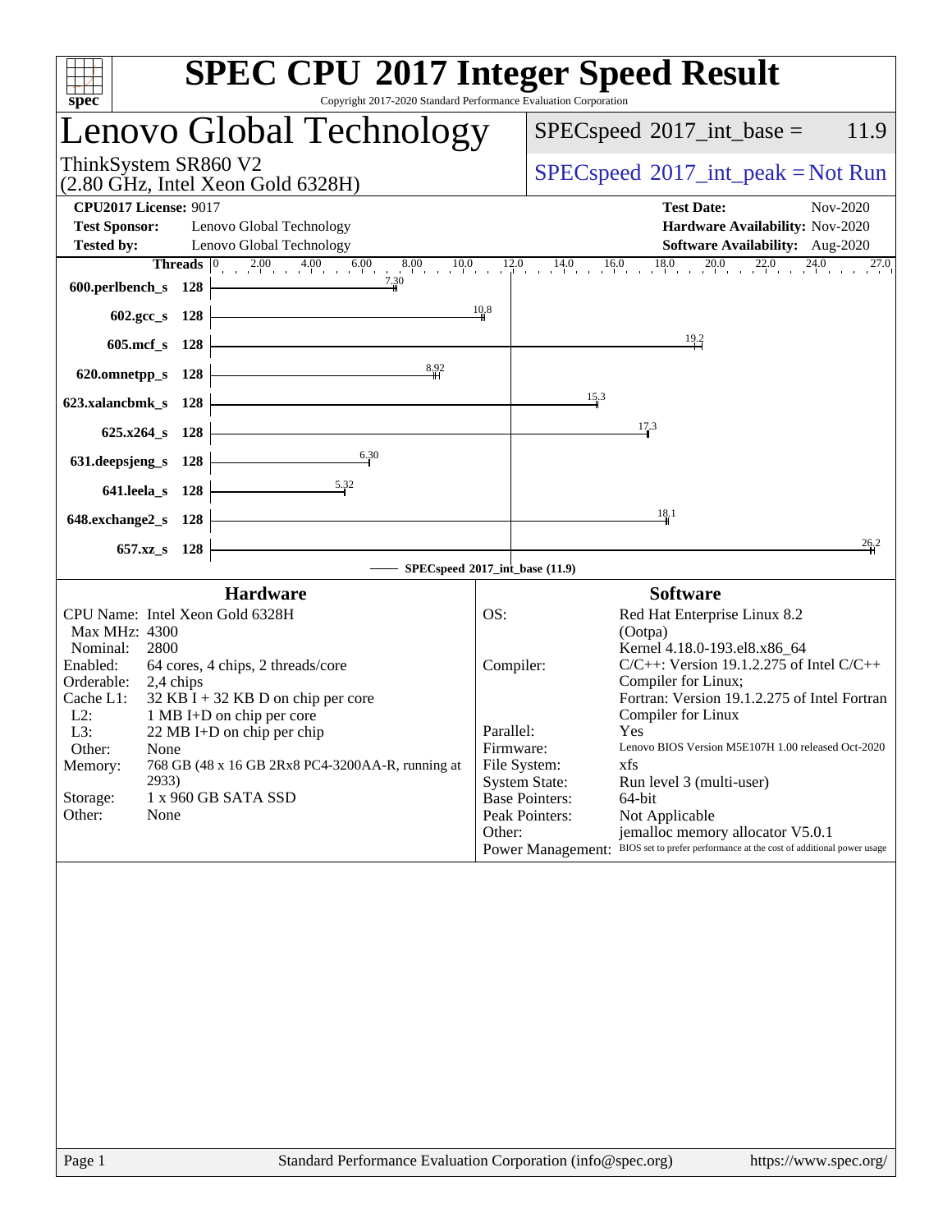# SPEC CPU 2017 Integer Speed Result

Copyright 2017-2020 Standard Performance Evaluation Corporation

## Lenovo Global Technology

ThinkSystem SR860 V2
(2.80 GHz, Intel Xeon Gold 6328H)

SPECspeed 2017_int_base = 11.9

SPECspeed 2017_int_peak = Not Run

**CPU2017 License:** 9017
**Test Sponsor:** Lenovo Global Technology
**Tested by:** Lenovo Global Technology

**Test Date:** Nov-2020
**Hardware Availability:** Nov-2020
**Software Availability:** Aug-2020

| Benchmark | Threads | Base |
|---|---|---|
| 600.perlbench_s | 128 | 7.30 |
| 602.gcc_s | 128 | 10.8 |
| 605.mcf_s | 128 | 19.2 |
| 620.omnetpp_s | 128 | 8.92 |
| 623.xalancbmk_s | 128 | 15.3 |
| 625.x264_s | 128 | 17.3 |
| 631.deepsjeng_s | 128 | 6.30 |
| 641.leela_s | 128 | 5.32 |
| 648.exchange2_s | 128 | 18.1 |
| 657.xz_s | 128 | 26.2 |

SPECspeed 2017_int_base (11.9)

### Hardware

- CPU Name: Intel Xeon Gold 6328H
- Max MHz: 4300
- Nominal: 2800
- Enabled: 64 cores, 4 chips, 2 threads/core
- Orderable: 2,4 chips
- Cache L1: 32 KB I + 32 KB D on chip per core
- L2: 1 MB I+D on chip per core
- L3: 22 MB I+D on chip per chip
- Other: None
- Memory: 768 GB (48 x 16 GB 2Rx8 PC4-3200AA-R, running at 2933)
- Storage: 1 x 960 GB SATA SSD
- Other: None

### Software

- OS: Red Hat Enterprise Linux 8.2 (Ootpa) Kernel 4.18.0-193.el8.x86_64
- Compiler: C/C++: Version 19.1.2.275 of Intel C/C++ Compiler for Linux; Fortran: Version 19.1.2.275 of Intel Fortran Compiler for Linux
- Parallel: Yes
- Firmware: Lenovo BIOS Version M5E107H 1.00 released Oct-2020
- File System: xfs
- System State: Run level 3 (multi-user)
- Base Pointers: 64-bit
- Peak Pointers: Not Applicable
- Other: jemalloc memory allocator V5.0.1
- Power Management: BIOS set to prefer performance at the cost of additional power usage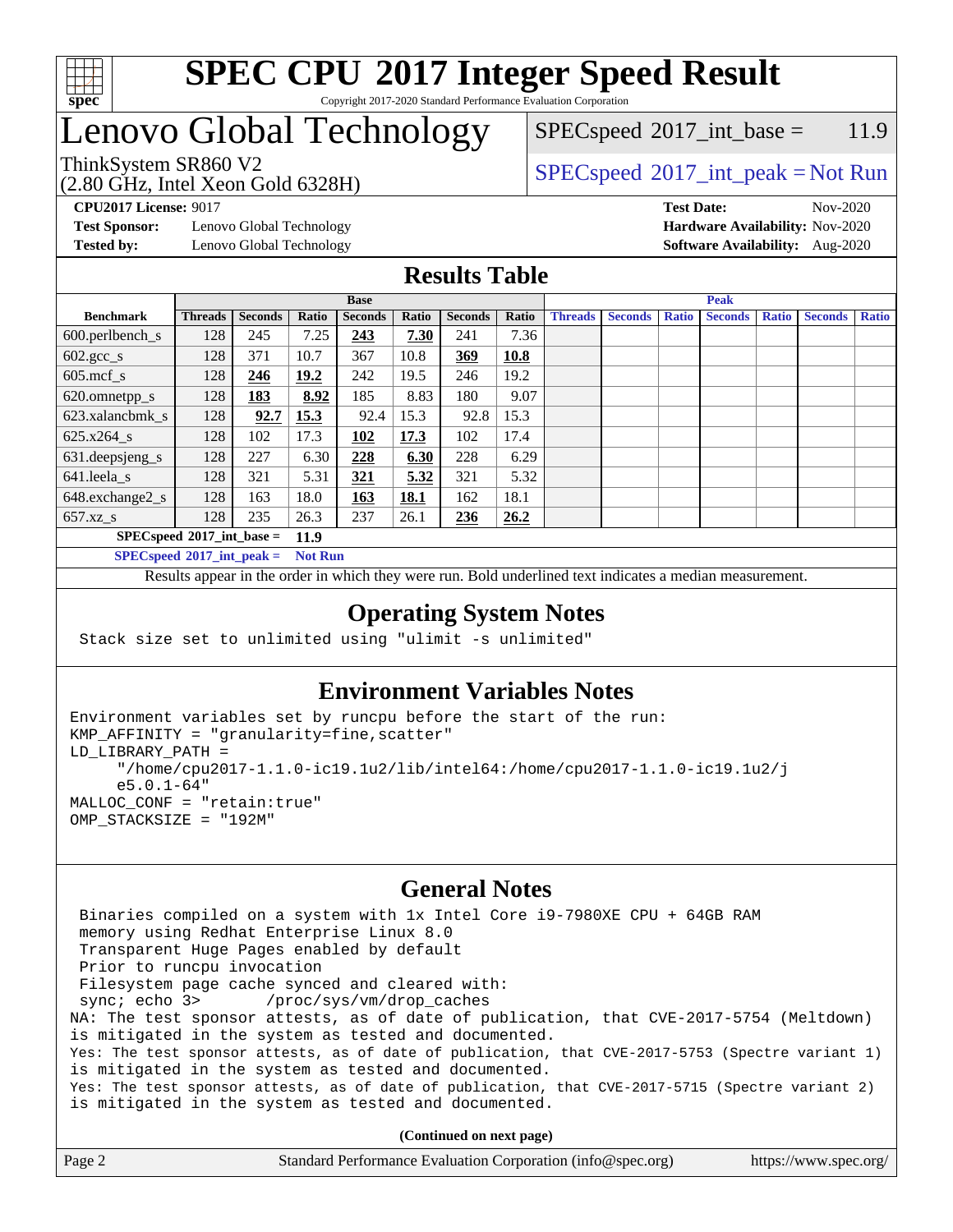# SPEC CPU 2017 Integer Speed Result

Copyright 2017-2020 Standard Performance Evaluation Corporation

# Lenovo Global Technology

ThinkSystem SR860 V2
(2.80 GHz, Intel Xeon Gold 6328H)

SPECspeed 2017_int_base = 11.9

SPECspeed 2017_int_peak = Not Run

**CPU2017 License:** 9017
**Test Sponsor:** Lenovo Global Technology
**Tested by:** Lenovo Global Technology

**Test Date:** Nov-2020
**Hardware Availability:** Nov-2020
**Software Availability:** Aug-2020

## Results Table

| | Base | | | | | | | Peak | | | | | | |
|---|---|---|---|---|---|---|---|---|---|---|---|---|---|---|
| **Benchmark** | **Threads** | **Seconds** | **Ratio** | **Seconds** | **Ratio** | **Seconds** | **Ratio** | **Threads** | **Seconds** | **Ratio** | **Seconds** | **Ratio** | **Seconds** | **Ratio** |
| 600.perlbench_s | 128 | 245 | 7.25 | **243** | **7.30** | 241 | 7.36 | | | | | | | |
| 602.gcc_s | 128 | 371 | 10.7 | 367 | 10.8 | **369** | **10.8** | | | | | | | |
| 605.mcf_s | 128 | **246** | **19.2** | 242 | 19.5 | 246 | 19.2 | | | | | | | |
| 620.omnetpp_s | 128 | **183** | **8.92** | 185 | 8.83 | 180 | 9.07 | | | | | | | |
| 623.xalancbmk_s | 128 | **92.7** | **15.3** | 92.4 | 15.3 | 92.8 | 15.3 | | | | | | | |
| 625.x264_s | 128 | 102 | 17.3 | **102** | **17.3** | 102 | 17.4 | | | | | | | |
| 631.deepsjeng_s | 128 | 227 | 6.30 | **228** | **6.30** | 228 | 6.29 | | | | | | | |
| 641.leela_s | 128 | 321 | 5.31 | **321** | **5.32** | 321 | 5.32 | | | | | | | |
| 648.exchange2_s | 128 | 163 | 18.0 | **163** | **18.1** | 162 | 18.1 | | | | | | | |
| 657.xz_s | 128 | 235 | 26.3 | 237 | 26.1 | **236** | **26.2** | | | | | | | |

**SPECspeed 2017_int_base = 11.9**

**SPECspeed 2017_int_peak = Not Run**

Results appear in the order in which they were run. Bold underlined text indicates a median measurement.

## Operating System Notes

```
Stack size set to unlimited using "ulimit -s unlimited"
```

## Environment Variables Notes

```
Environment variables set by runcpu before the start of the run:
KMP_AFFINITY = "granularity=fine,scatter"
LD_LIBRARY_PATH =
     "/home/cpu2017-1.1.0-ic19.1u2/lib/intel64:/home/cpu2017-1.1.0-ic19.1u2/j
     e5.0.1-64"
MALLOC_CONF = "retain:true"
OMP_STACKSIZE = "192M"
```

## General Notes

```
 Binaries compiled on a system with 1x Intel Core i9-7980XE CPU + 64GB RAM
 memory using Redhat Enterprise Linux 8.0
 Transparent Huge Pages enabled by default
 Prior to runcpu invocation
 Filesystem page cache synced and cleared with:
 sync; echo 3>       /proc/sys/vm/drop_caches
NA: The test sponsor attests, as of date of publication, that CVE-2017-5754 (Meltdown)
is mitigated in the system as tested and documented.
Yes: The test sponsor attests, as of date of publication, that CVE-2017-5753 (Spectre variant 1)
is mitigated in the system as tested and documented.
Yes: The test sponsor attests, as of date of publication, that CVE-2017-5715 (Spectre variant 2)
is mitigated in the system as tested and documented.
```

**(Continued on next page)**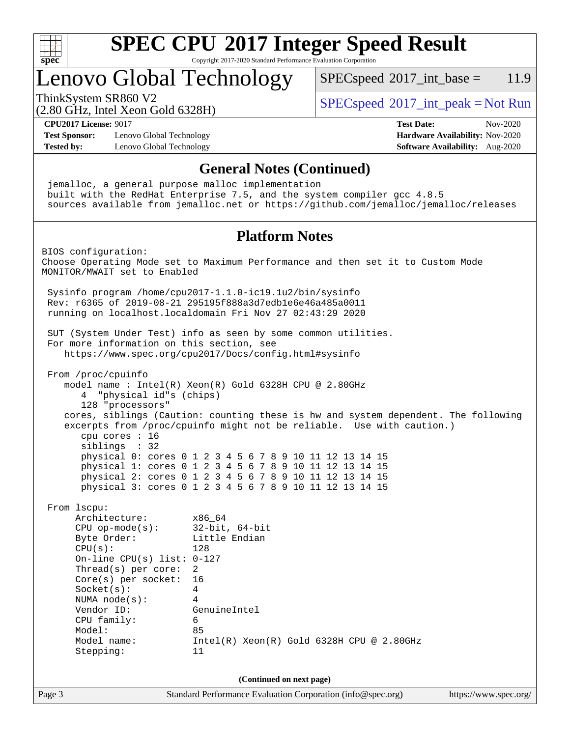# SPEC CPU 2017 Integer Speed Result

Copyright 2017-2020 Standard Performance Evaluation Corporation

## Lenovo Global Technology

ThinkSystem SR860 V2
(2.80 GHz, Intel Xeon Gold 6328H)

SPECspeed 2017_int_base = 11.9

SPECspeed 2017_int_peak = Not Run

**CPU2017 License:** 9017
**Test Sponsor:** Lenovo Global Technology
**Tested by:** Lenovo Global Technology

**Test Date:** Nov-2020
**Hardware Availability:** Nov-2020
**Software Availability:** Aug-2020

### General Notes (Continued)

```
jemalloc, a general purpose malloc implementation
built with the RedHat Enterprise 7.5, and the system compiler gcc 4.8.5
sources available from jemalloc.net or https://github.com/jemalloc/jemalloc/releases
```

### Platform Notes

```
BIOS configuration:
Choose Operating Mode set to Maximum Performance and then set it to Custom Mode
MONITOR/MWAIT set to Enabled

 Sysinfo program /home/cpu2017-1.1.0-ic19.1u2/bin/sysinfo
 Rev: r6365 of 2019-08-21 295195f888a3d7edb1e6e46a485a0011
 running on localhost.localdomain Fri Nov 27 02:43:29 2020

 SUT (System Under Test) info as seen by some common utilities.
 For more information on this section, see
    https://www.spec.org/cpu2017/Docs/config.html#sysinfo

 From /proc/cpuinfo
    model name : Intel(R) Xeon(R) Gold 6328H CPU @ 2.80GHz
       4  "physical id"s (chips)
       128 "processors"
    cores, siblings (Caution: counting these is hw and system dependent. The following
    excerpts from /proc/cpuinfo might not be reliable.  Use with caution.)
       cpu cores : 16
       siblings  : 32
       physical 0: cores 0 1 2 3 4 5 6 7 8 9 10 11 12 13 14 15
       physical 1: cores 0 1 2 3 4 5 6 7 8 9 10 11 12 13 14 15
       physical 2: cores 0 1 2 3 4 5 6 7 8 9 10 11 12 13 14 15
       physical 3: cores 0 1 2 3 4 5 6 7 8 9 10 11 12 13 14 15

 From lscpu:
      Architecture:        x86_64
      CPU op-mode(s):      32-bit, 64-bit
      Byte Order:          Little Endian
      CPU(s):              128
      On-line CPU(s) list: 0-127
      Thread(s) per core:  2
      Core(s) per socket:  16
      Socket(s):           4
      NUMA node(s):        4
      Vendor ID:           GenuineIntel
      CPU family:          6
      Model:               85
      Model name:          Intel(R) Xeon(R) Gold 6328H CPU @ 2.80GHz
      Stepping:            11
```

(Continued on next page)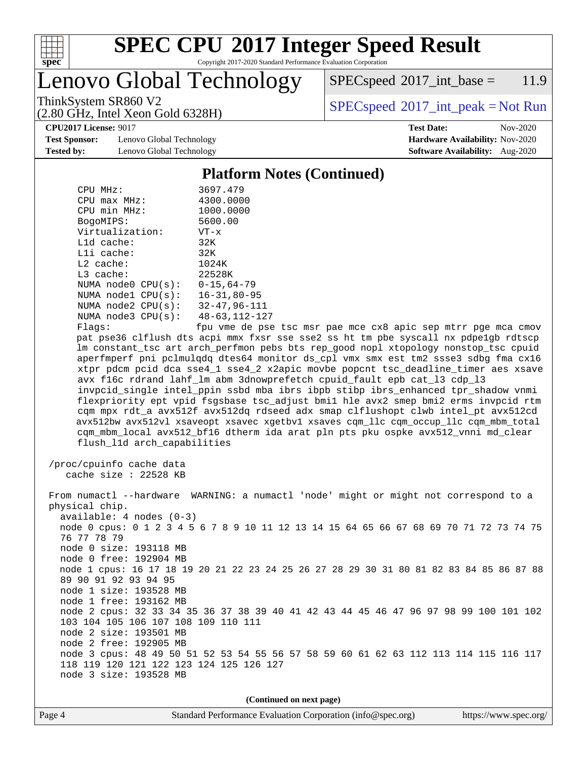## Platform Notes (Continued)

```
     CPU MHz:                3697.479
     CPU max MHz:            4300.0000
     CPU min MHz:            1000.0000
     BogoMIPS:               5600.00
     Virtualization:         VT-x
     L1d cache:              32K
     L1i cache:              32K
     L2 cache:               1024K
     L3 cache:               22528K
     NUMA node0 CPU(s):      0-15,64-79
     NUMA node1 CPU(s):      16-31,80-95
     NUMA node2 CPU(s):      32-47,96-111
     NUMA node3 CPU(s):      48-63,112-127
     Flags:                  fpu vme de pse tsc msr pae mce cx8 apic sep mtrr pge mca cmov
     pat pse36 clflush dts acpi mmx fxsr sse sse2 ss ht tm pbe syscall nx pdpe1gb rdtscp
     lm constant_tsc art arch_perfmon pebs bts rep_good nopl xtopology nonstop_tsc cpuid
     aperfmperf pni pclmulqdq dtes64 monitor ds_cpl vmx smx est tm2 ssse3 sdbg fma cx16
     xtpr pdcm pcid dca sse4_1 sse4_2 x2apic movbe popcnt tsc_deadline_timer aes xsave
     avx f16c rdrand lahf_lm abm 3dnowprefetch cpuid_fault epb cat_l3 cdp_l3
     invpcid_single intel_ppin ssbd mba ibrs ibpb stibp ibrs_enhanced tpr_shadow vnmi
     flexpriority ept vpid fsgsbase tsc_adjust bmi1 hle avx2 smep bmi2 erms invpcid rtm
     cqm mpx rdt_a avx512f avx512dq rdseed adx smap clflushopt clwb intel_pt avx512cd
     avx512bw avx512vl xsaveopt xsavec xgetbv1 xsaves cqm_llc cqm_occup_llc cqm_mbm_total
     cqm_mbm_local avx512_bf16 dtherm ida arat pln pts pku ospke avx512_vnni md_clear
     flush_l1d arch_capabilities

 /proc/cpuinfo cache data
    cache size : 22528 KB

 From numactl --hardware  WARNING: a numactl 'node' might or might not correspond to a
 physical chip.
   available: 4 nodes (0-3)
   node 0 cpus: 0 1 2 3 4 5 6 7 8 9 10 11 12 13 14 15 64 65 66 67 68 69 70 71 72 73 74 75
   76 77 78 79
   node 0 size: 193118 MB
   node 0 free: 192904 MB
   node 1 cpus: 16 17 18 19 20 21 22 23 24 25 26 27 28 29 30 31 80 81 82 83 84 85 86 87 88
   89 90 91 92 93 94 95
   node 1 size: 193528 MB
   node 1 free: 193162 MB
   node 2 cpus: 32 33 34 35 36 37 38 39 40 41 42 43 44 45 46 47 96 97 98 99 100 101 102
   103 104 105 106 107 108 109 110 111
   node 2 size: 193501 MB
   node 2 free: 192905 MB
   node 3 cpus: 48 49 50 51 52 53 54 55 56 57 58 59 60 61 62 63 112 113 114 115 116 117
   118 119 120 121 122 123 124 125 126 127
   node 3 size: 193528 MB
```

**(Continued on next page)**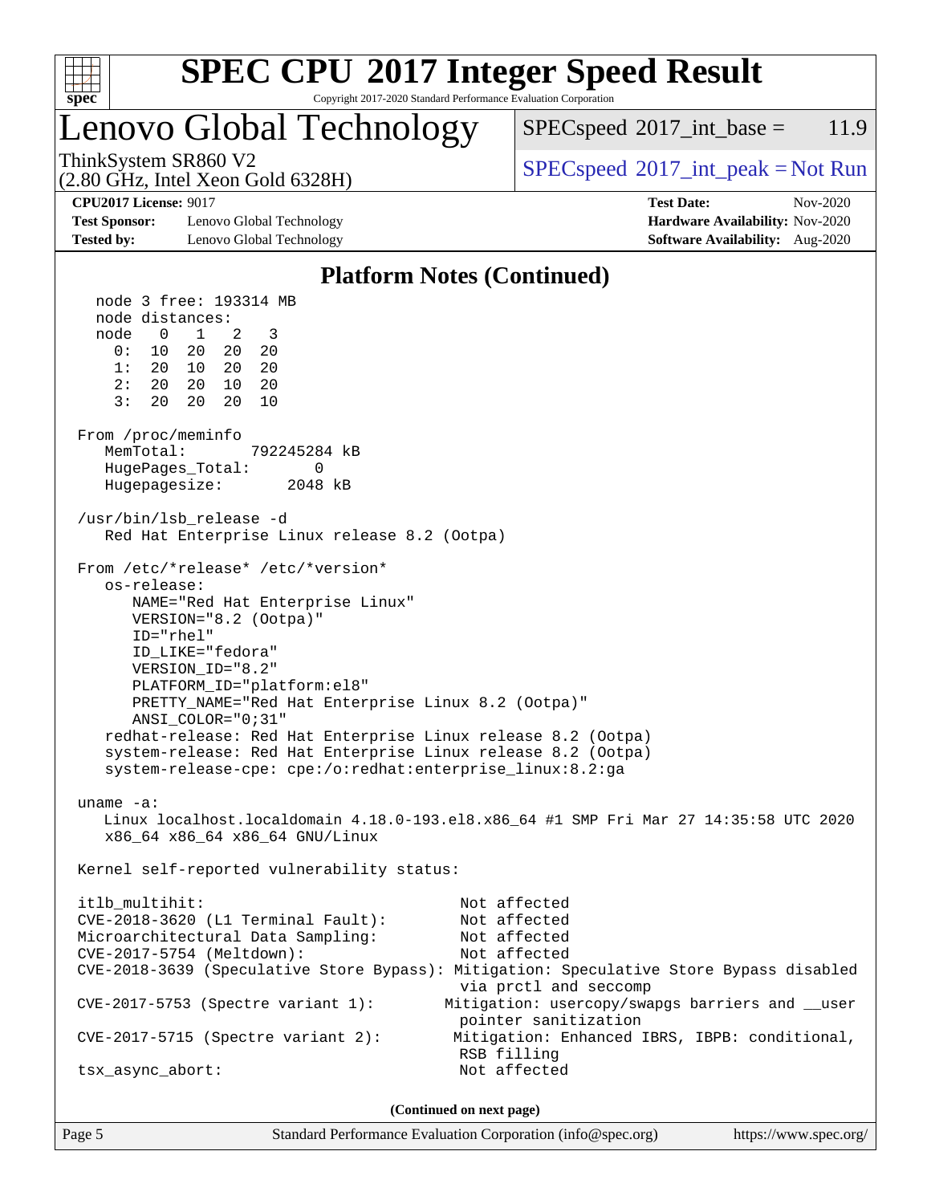## Platform Notes (Continued)

```
  node 3 free: 193314 MB
  node distances:
  node   0   1   2   3
    0:  10  20  20  20
    1:  20  10  20  20
    2:  20  20  10  20
    3:  20  20  20  10

From /proc/meminfo
   MemTotal:       792245284 kB
   HugePages_Total:       0
   Hugepagesize:       2048 kB

/usr/bin/lsb_release -d
   Red Hat Enterprise Linux release 8.2 (Ootpa)

From /etc/*release* /etc/*version*
   os-release:
      NAME="Red Hat Enterprise Linux"
      VERSION="8.2 (Ootpa)"
      ID="rhel"
      ID_LIKE="fedora"
      VERSION_ID="8.2"
      PLATFORM_ID="platform:el8"
      PRETTY_NAME="Red Hat Enterprise Linux 8.2 (Ootpa)"
      ANSI_COLOR="0;31"
   redhat-release: Red Hat Enterprise Linux release 8.2 (Ootpa)
   system-release: Red Hat Enterprise Linux release 8.2 (Ootpa)
   system-release-cpe: cpe:/o:redhat:enterprise_linux:8.2:ga

uname -a:
   Linux localhost.localdomain 4.18.0-193.el8.x86_64 #1 SMP Fri Mar 27 14:35:58 UTC 2020
   x86_64 x86_64 x86_64 GNU/Linux

Kernel self-reported vulnerability status:

itlb_multihit:                                 Not affected
CVE-2018-3620 (L1 Terminal Fault):             Not affected
Microarchitectural Data Sampling:              Not affected
CVE-2017-5754 (Meltdown):                      Not affected
CVE-2018-3639 (Speculative Store Bypass): Mitigation: Speculative Store Bypass disabled
                                               via prctl and seccomp
CVE-2017-5753 (Spectre variant 1):           Mitigation: usercopy/swapgs barriers and __user
                                               pointer sanitization
CVE-2017-5715 (Spectre variant 2):            Mitigation: Enhanced IBRS, IBPB: conditional,
                                               RSB filling
tsx_async_abort:                               Not affected
```

(Continued on next page)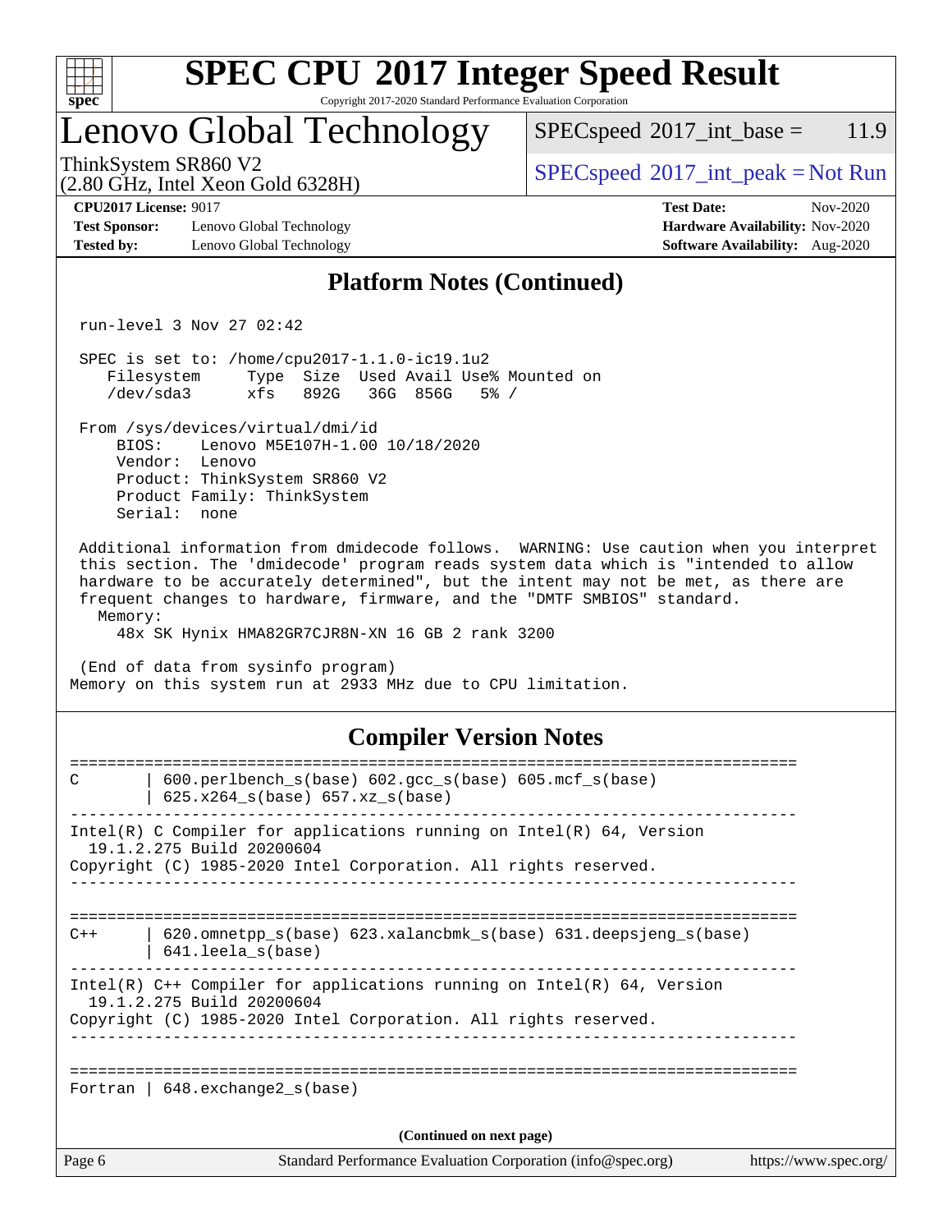## Platform Notes (Continued)

```
run-level 3 Nov 27 02:42

SPEC is set to: /home/cpu2017-1.1.0-ic19.1u2
   Filesystem     Type  Size  Used Avail Use% Mounted on
   /dev/sda3      xfs   892G   36G  856G   5% /

From /sys/devices/virtual/dmi/id
    BIOS:    Lenovo M5E107H-1.00 10/18/2020
    Vendor:  Lenovo
    Product: ThinkSystem SR860 V2
    Product Family: ThinkSystem
    Serial:  none

Additional information from dmidecode follows.  WARNING: Use caution when you interpret
this section. The 'dmidecode' program reads system data which is "intended to allow
hardware to be accurately determined", but the intent may not be met, as there are
frequent changes to hardware, firmware, and the "DMTF SMBIOS" standard.
  Memory:
    48x SK Hynix HMA82GR7CJR8N-XN 16 GB 2 rank 3200

(End of data from sysinfo program)
```

Memory on this system run at 2933 MHz due to CPU limitation.

## Compiler Version Notes

```
==============================================================================
C       | 600.perlbench_s(base) 602.gcc_s(base) 605.mcf_s(base)
        | 625.x264_s(base) 657.xz_s(base)
------------------------------------------------------------------------------
Intel(R) C Compiler for applications running on Intel(R) 64, Version
  19.1.2.275 Build 20200604
Copyright (C) 1985-2020 Intel Corporation. All rights reserved.
------------------------------------------------------------------------------

==============================================================================
C++     | 620.omnetpp_s(base) 623.xalancbmk_s(base) 631.deepsjeng_s(base)
        | 641.leela_s(base)
------------------------------------------------------------------------------
Intel(R) C++ Compiler for applications running on Intel(R) 64, Version
  19.1.2.275 Build 20200604
Copyright (C) 1985-2020 Intel Corporation. All rights reserved.
------------------------------------------------------------------------------

==============================================================================
Fortran | 648.exchange2_s(base)
```

(Continued on next page)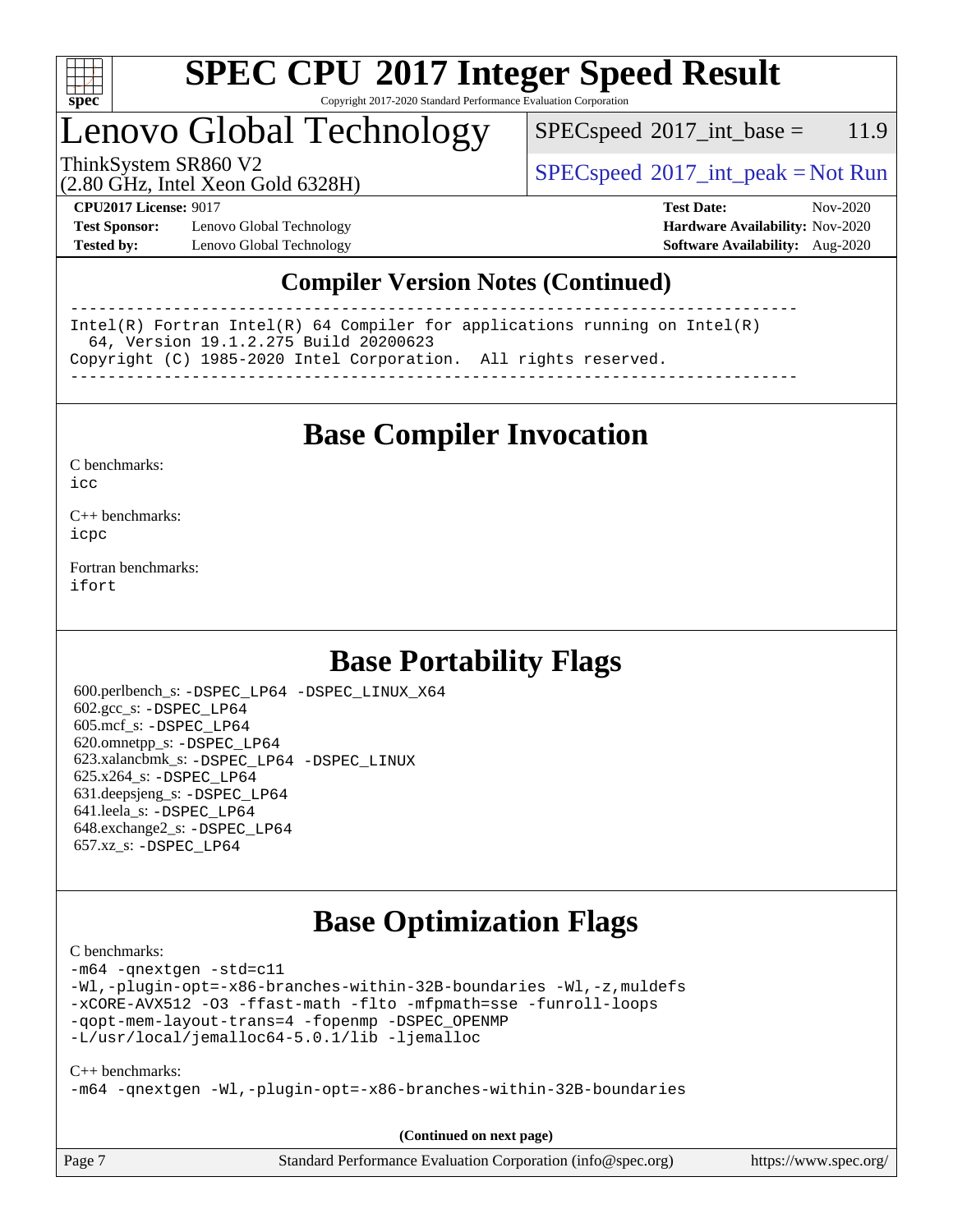## Compiler Version Notes (Continued)

```
------------------------------------------------------------------------------
Intel(R) Fortran Intel(R) 64 Compiler for applications running on Intel(R)
  64, Version 19.1.2.275 Build 20200623
Copyright (C) 1985-2020 Intel Corporation.  All rights reserved.
------------------------------------------------------------------------------
```

## Base Compiler Invocation

C benchmarks:
icc

C++ benchmarks:
icpc

Fortran benchmarks:
ifort

## Base Portability Flags

600.perlbench_s: -DSPEC_LP64 -DSPEC_LINUX_X64
602.gcc_s: -DSPEC_LP64
605.mcf_s: -DSPEC_LP64
620.omnetpp_s: -DSPEC_LP64
623.xalancbmk_s: -DSPEC_LP64 -DSPEC_LINUX
625.x264_s: -DSPEC_LP64
631.deepsjeng_s: -DSPEC_LP64
641.leela_s: -DSPEC_LP64
648.exchange2_s: -DSPEC_LP64
657.xz_s: -DSPEC_LP64

## Base Optimization Flags

C benchmarks:
-m64 -qnextgen -std=c11
-Wl,-plugin-opt=-x86-branches-within-32B-boundaries -Wl,-z,muldefs
-xCORE-AVX512 -O3 -ffast-math -flto -mfpmath=sse -funroll-loops
-qopt-mem-layout-trans=4 -fopenmp -DSPEC_OPENMP
-L/usr/local/jemalloc64-5.0.1/lib -ljemalloc

C++ benchmarks:
-m64 -qnextgen -Wl,-plugin-opt=-x86-branches-within-32B-boundaries

(Continued on next page)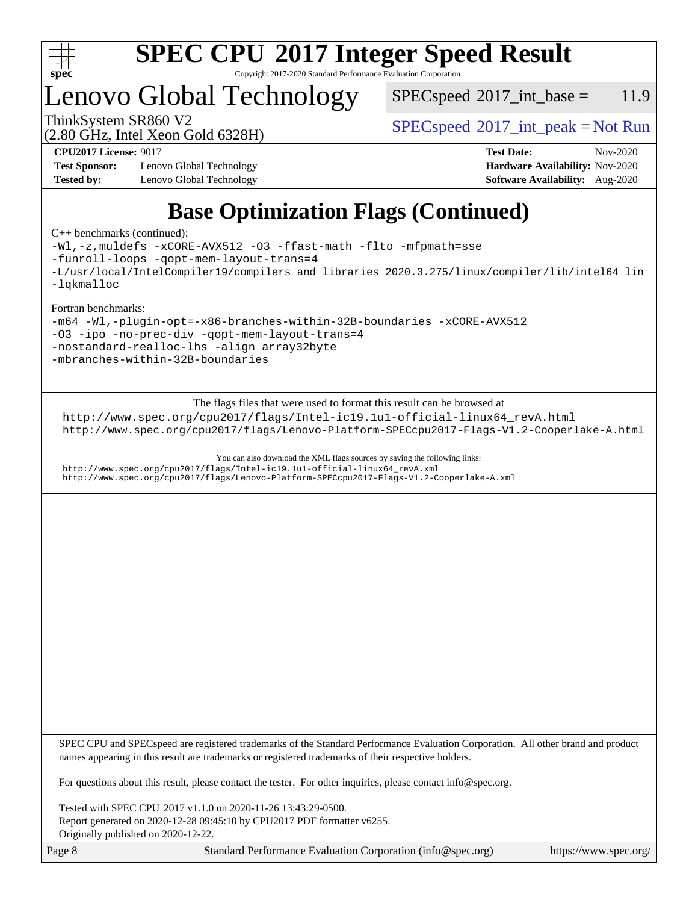# SPEC CPU 2017 Integer Speed Result

Copyright 2017-2020 Standard Performance Evaluation Corporation

## Lenovo Global Technology

ThinkSystem SR860 V2
(2.80 GHz, Intel Xeon Gold 6328H)

SPECspeed 2017_int_base = 11.9

SPECspeed 2017_int_peak = Not Run

**CPU2017 License:** 9017
**Test Sponsor:** Lenovo Global Technology
**Tested by:** Lenovo Global Technology

**Test Date:** Nov-2020
**Hardware Availability:** Nov-2020
**Software Availability:** Aug-2020

## Base Optimization Flags (Continued)

C++ benchmarks (continued):

```
-Wl,-z,muldefs -xCORE-AVX512 -O3 -ffast-math -flto -mfpmath=sse
-funroll-loops -qopt-mem-layout-trans=4
-L/usr/local/IntelCompiler19/compilers_and_libraries_2020.3.275/linux/compiler/lib/intel64_lin
-lqkmalloc
```

Fortran benchmarks:

```
-m64 -Wl,-plugin-opt=-x86-branches-within-32B-boundaries -xCORE-AVX512
-O3 -ipo -no-prec-div -qopt-mem-layout-trans=4
-nostandard-realloc-lhs -align array32byte
-mbranches-within-32B-boundaries
```

The flags files that were used to format this result can be browsed at

http://www.spec.org/cpu2017/flags/Intel-ic19.1u1-official-linux64_revA.html
http://www.spec.org/cpu2017/flags/Lenovo-Platform-SPECcpu2017-Flags-V1.2-Cooperlake-A.html

You can also download the XML flags sources by saving the following links:

http://www.spec.org/cpu2017/flags/Intel-ic19.1u1-official-linux64_revA.xml
http://www.spec.org/cpu2017/flags/Lenovo-Platform-SPECcpu2017-Flags-V1.2-Cooperlake-A.xml

SPEC CPU and SPECspeed are registered trademarks of the Standard Performance Evaluation Corporation. All other brand and product names appearing in this result are trademarks or registered trademarks of their respective holders.

For questions about this result, please contact the tester. For other inquiries, please contact info@spec.org.

Tested with SPEC CPU 2017 v1.1.0 on 2020-11-26 13:43:29-0500.
Report generated on 2020-12-28 09:45:10 by CPU2017 PDF formatter v6255.
Originally published on 2020-12-22.